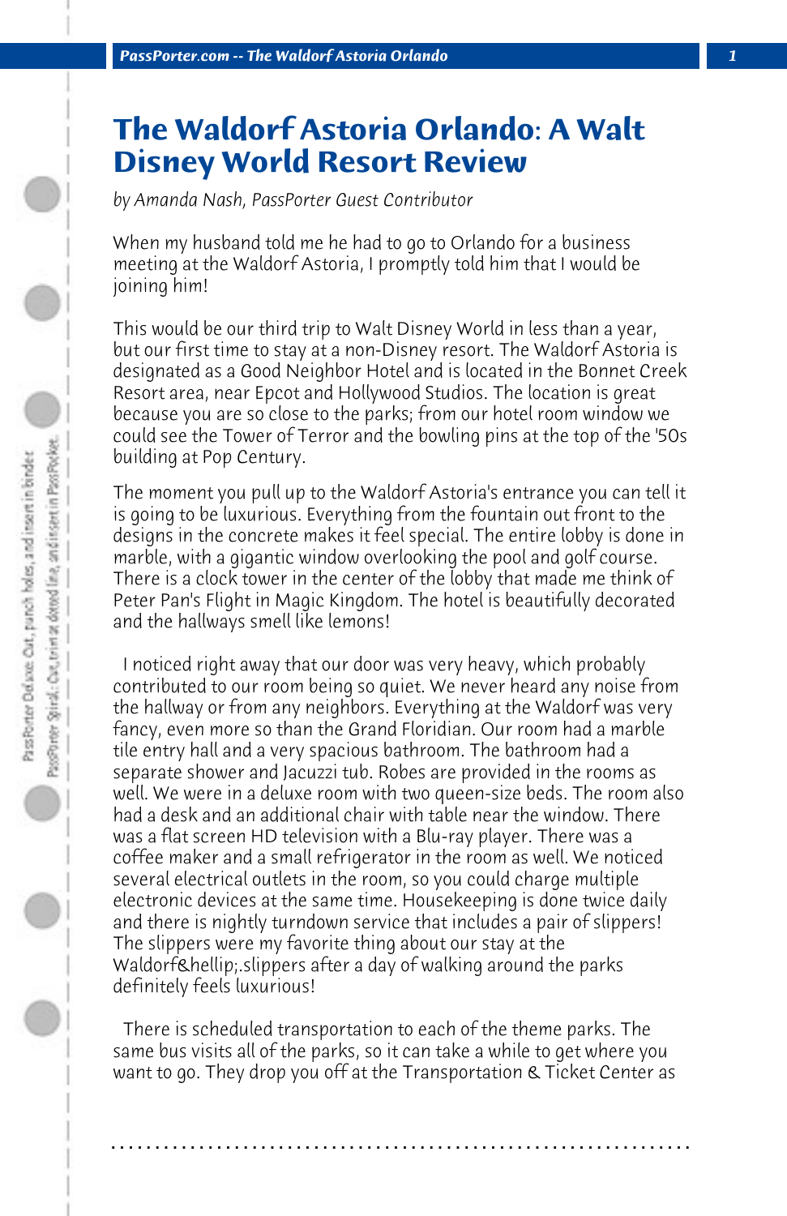# The Waldorf Astoria Orlando: A Walt Disney World Resort Review

*by Amanda Nash, PassPorter Guest Contributor*

When my husband told me he had to go to Orlando for a business meeting at the Waldorf Astoria, I promptly told him that I would be joining him!

This would be our third trip to Walt Disney World in less than a year, but our first time to stay at a non-Disney resort. The Waldorf Astoria is designated as a Good Neighbor Hotel and is located in the Bonnet Creek Resort area, near Epcot and Hollywood Studios. The location is great because you are so close to the parks; from our hotel room window we could see the Tower of Terror and the bowling pins at the top of the '50s building at Pop Century.

The moment you pull up to the Waldorf Astoria's entrance you can tell it is going to be luxurious. Everything from the fountain out front to the designs in the concrete makes it feel special. The entire lobby is done in marble, with a gigantic window overlooking the pool and golf course. There is a clock tower in the center of the lobby that made me think of Peter Pan's Flight in Magic Kingdom. The hotel is beautifully decorated and the hallways smell like lemons!

I noticed right away that our door was very heavy, which probably contributed to our room being so quiet. We never heard any noise from the hallway or from any neighbors. Everything at the Waldorf was very fancy, even more so than the Grand Floridian. Our room had a marble tile entry hall and a very spacious bathroom. The bathroom had a separate shower and Jacuzzi tub. Robes are provided in the rooms as well. We were in a deluxe room with two queen-size beds. The room also had a desk and an additional chair with table near the window. There was a flat screen HD television with a Blu-ray player. There was a coffee maker and a small refrigerator in the room as well. We noticed several electrical outlets in the room, so you could charge multiple electronic devices at the same time. Housekeeping is done twice daily and there is nightly turndown service that includes a pair of slippers! The slippers were my favorite thing about our stay at the Waldorf&hellip;.slippers after a day of walking around the parks definitely feels luxurious!

There is scheduled transportation to each of the theme parks. The same bus visits all of the parks, so it can take a while to get where you want to go. They drop you off at the Transportation & Ticket Center as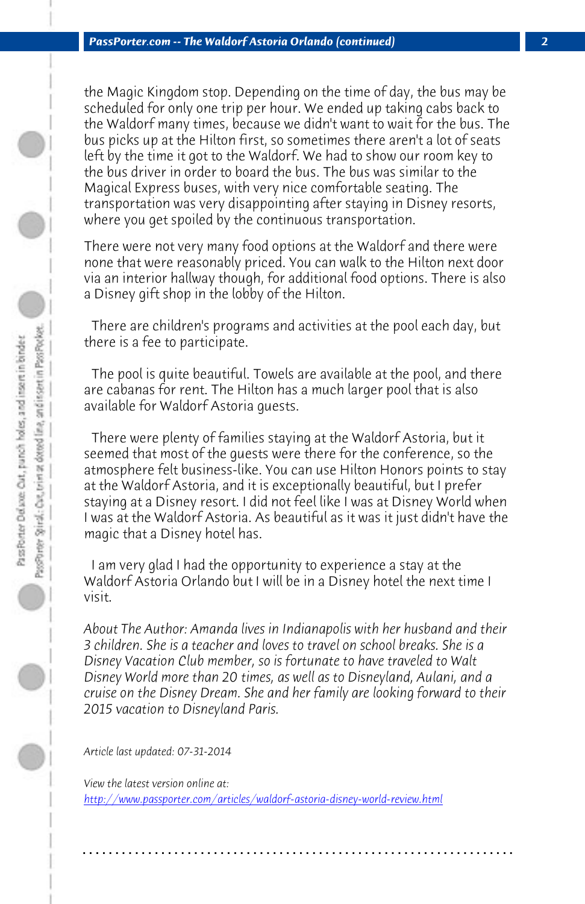the Magic Kingdom stop. Depending on the time of day, the bus may be scheduled for only one trip per hour. We ended up taking cabs back to the Waldorf many times, because we didn't want to wait for the bus. The bus picks up at the Hilton first, so sometimes there aren't a lot of seats left by the time it got to the Waldorf. We had to show our room key to the bus driver in order to board the bus. The bus was similar to the Magical Express buses, with very nice comfortable seating. The transportation was very disappointing after staying in Disney resorts, where you get spoiled by the continuous transportation.

There were not very many food options at the Waldorf and there were none that were reasonably priced. You can walk to the Hilton next door via an interior hallway though, for additional food options. There is also a Disney gift shop in the lobby of the Hilton.

There are children's programs and activities at the pool each day, but there is a fee to participate.

The pool is quite beautiful. Towels are available at the pool, and there are cabanas for rent. The Hilton has a much larger pool that is also available for Waldorf Astoria guests.

There were plenty of families staying at the Waldorf Astoria, but it seemed that most of the guests were there for the conference, so the atmosphere felt business-like. You can use Hilton Honors points to stay at the Waldorf Astoria, and it is exceptionally beautiful, but I prefer staying at a Disney resort. I did not feel like I was at Disney World when I was at the Waldorf Astoria. As beautiful as it was it just didn't have the magic that a Disney hotel has.

I am very glad I had the opportunity to experience a stay at the Waldorf Astoria Orlando but I will be in a Disney hotel the next time I visit.

*About The Author: Amanda lives in Indianapolis with her husband and their 3 children. She is a teacher and loves to travel on school breaks. She is a Disney Vacation Club member, so is fortunate to have traveled to Walt Disney World more than 20 times, as well as to Disneyland, Aulani, and a cruise on the Disney Dream. She and her family are looking forward to their 2015 vacation to Disneyland Paris.*

*Article last updated: 07-31-2014*

*View the latest version online at:*
[http://www.passporter.com/articles/waldorf-astoria-disney-world-review.html](http://www.passporter.com/articles/waldorf-astoria-disney-world-review.html)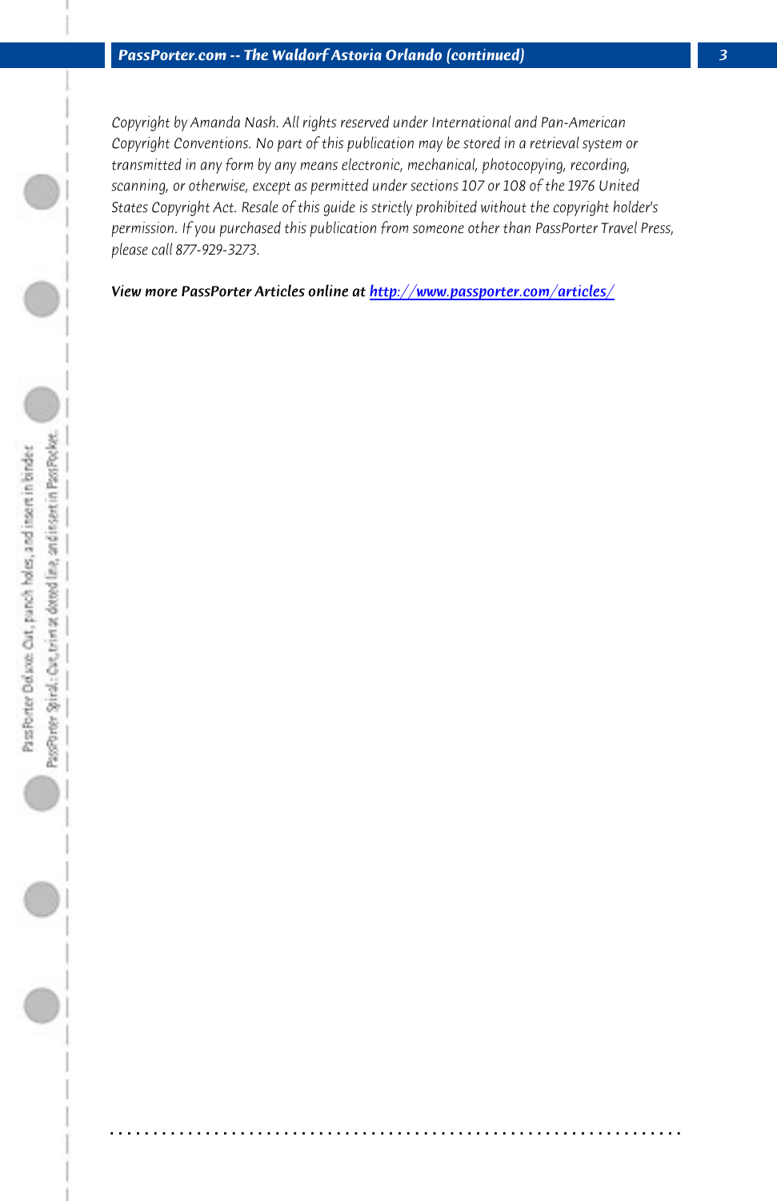*Copyright by Amanda Nash. All rights reserved under International and Pan-American Copyright Conventions. No part of this publication may be stored in a retrieval system or transmitted in any form by any means electronic, mechanical, photocopying, recording, scanning, or otherwise, except as permitted under sections 107 or 108 of the 1976 United States Copyright Act. Resale of this guide is strictly prohibited without the copyright holder's permission. If you purchased this publication from someone other than PassPorter Travel Press, please call 877-929-3273.*

***View more PassPorter Articles online at [http://www.passporter.com/articles/](http://www.passporter.com/articles/)***